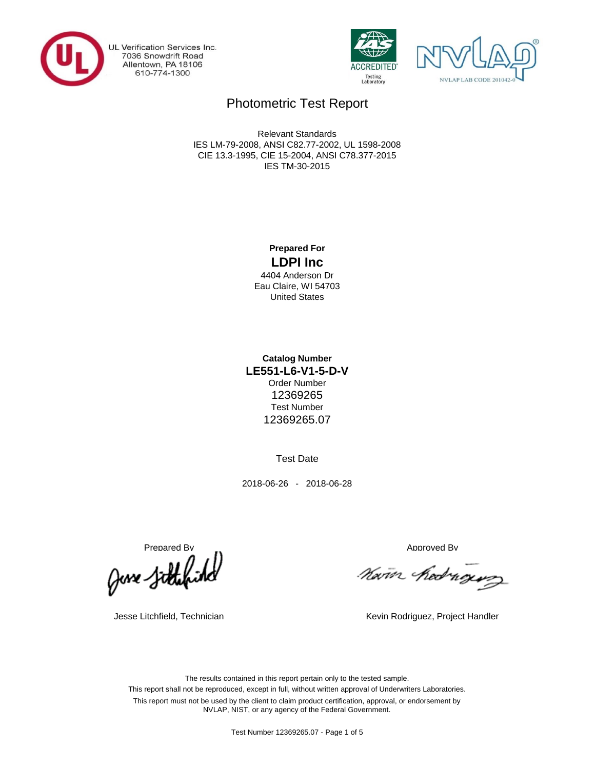UL Verification Services Inc.
7036 Snowdrift Road
Allentown, PA 18106
610-774-1300

ACCREDITED
Testing Laboratory

NVLAP LAB CODE 201042-0

# Photometric Test Report

Relevant Standards
IES LM-79-2008, ANSI C82.77-2002, UL 1598-2008
CIE 13.3-1995, CIE 15-2004, ANSI C78.377-2015
IES TM-30-2015

**Prepared For**

**LDPI Inc**
4404 Anderson Dr
Eau Claire, WI 54703
United States

**Catalog Number**

**LE551-L6-V1-5-D-V**

Order Number
12369265

Test Number
12369265.07

Test Date

2018-06-26 - 2018-06-28

Prepared By

Jesse Litchfield, Technician

Approved By

Kevin Rodriguez, Project Handler

The results contained in this report pertain only to the tested sample.
This report shall not be reproduced, except in full, without written approval of Underwriters Laboratories.
This report must not be used by the client to claim product certification, approval, or endorsement by NVLAP, NIST, or any agency of the Federal Government.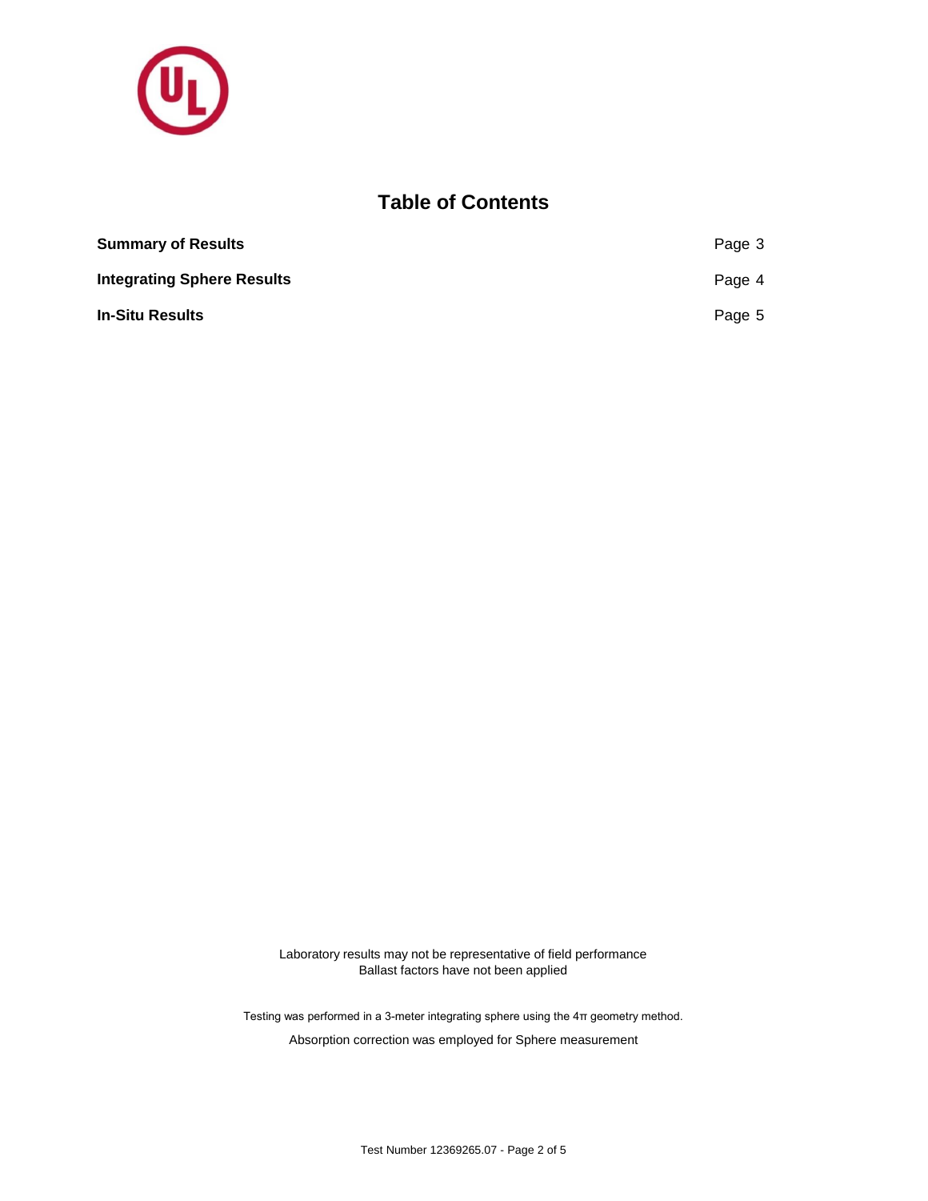# Table of Contents

| | |
|---|---|
| **Summary of Results** | Page 3 |
| **Integrating Sphere Results** | Page 4 |
| **In-Situ Results** | Page 5 |

Laboratory results may not be representative of field performance
Ballast factors have not been applied

Testing was performed in a 3-meter integrating sphere using the 4π geometry method.

Absorption correction was employed for Sphere measurement

Test Number 12369265.07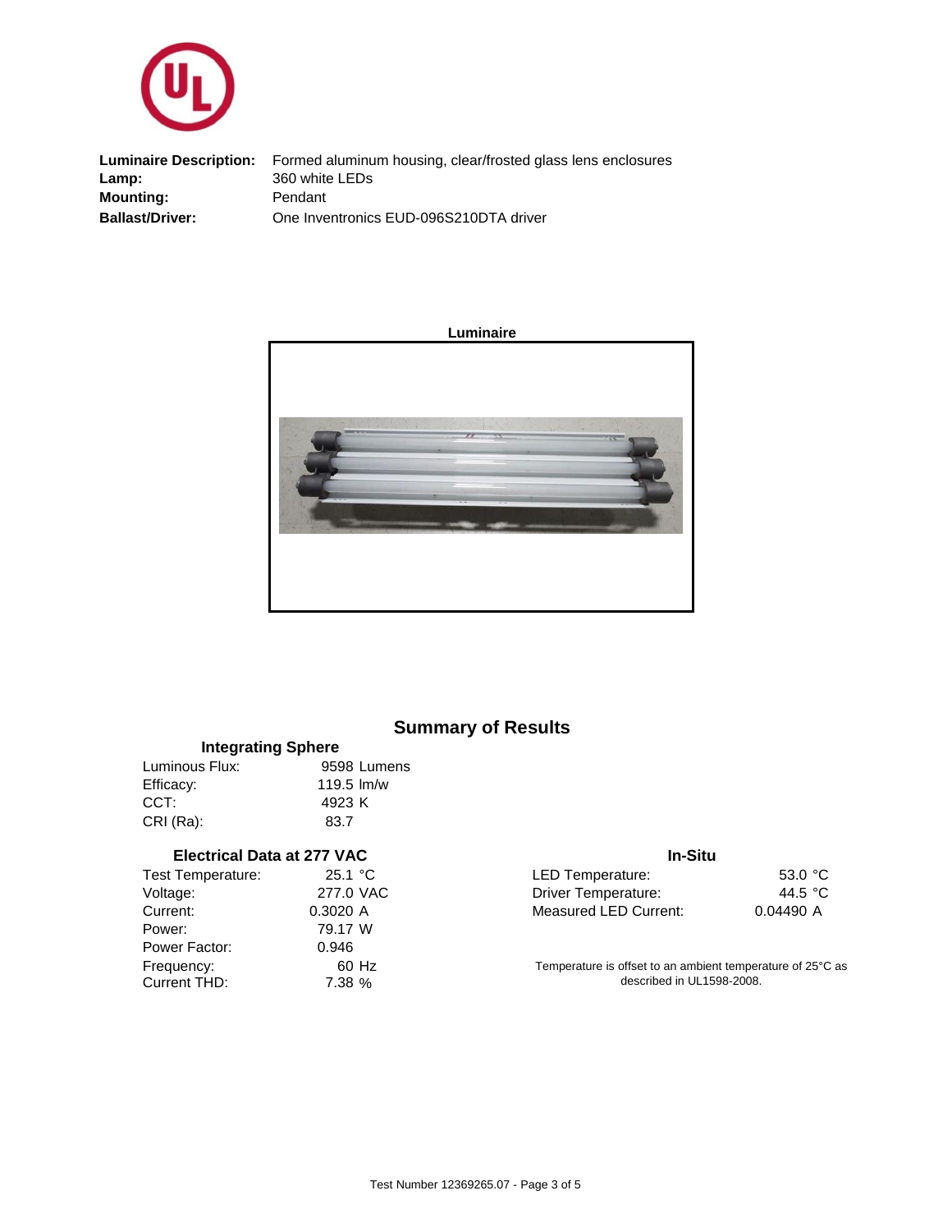| | |
|---|---|
| **Luminaire Description:** | Formed aluminum housing, clear/frosted glass lens enclosures |
| **Lamp:** | 360 white LEDs |
| **Mounting:** | Pendant |
| **Ballast/Driver:** | One Inventronics EUD-096S210DTA driver |

**Luminaire**

## Summary of Results

### Integrating Sphere

| | |
|---|---|
| Luminous Flux: | 9598 Lumens |
| Efficacy: | 119.5 lm/w |
| CCT: | 4923 K |
| CRI (Ra): | 83.7 |

### Electrical Data at 277 VAC

| | |
|---|---|
| Test Temperature: | 25.1 °C |
| Voltage: | 277.0 VAC |
| Current: | 0.3020 A |
| Power: | 79.17 W |
| Power Factor: | 0.946 |
| Frequency: | 60 Hz |
| Current THD: | 7.38 % |

### In-Situ

| | |
|---|---|
| LED Temperature: | 53.0 °C |
| Driver Temperature: | 44.5 °C |
| Measured LED Current: | 0.04490 A |

Temperature is offset to an ambient temperature of 25°C as described in UL1598-2008.

Test Number 12369265.07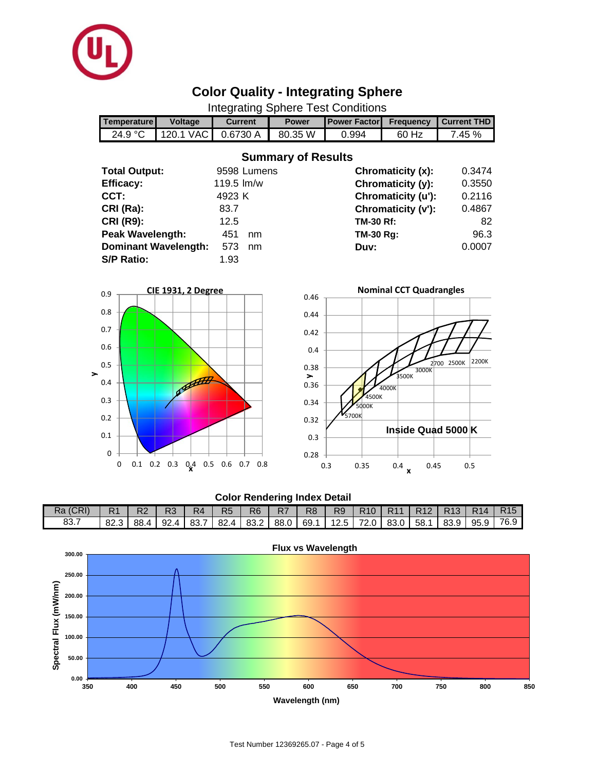# Color Quality - Integrating Sphere

Integrating Sphere Test Conditions

| Temperature | Voltage | Current | Power | Power Factor | Frequency | Current THD |
|---|---|---|---|---|---|---|
| 24.9 °C | 120.1 VAC | 0.6730 A | 80.35 W | 0.994 | 60 Hz | 7.45 % |

## Summary of Results

| | | | |
|---|---|---|---|
| **Total Output:** | 9598 Lumens | **Chromaticity (x):** | 0.3474 |
| **Efficacy:** | 119.5 lm/w | **Chromaticity (y):** | 0.3550 |
| **CCT:** | 4923 K | **Chromaticity (u'):** | 0.2116 |
| **CRI (Ra):** | 83.7 | **Chromaticity (v'):** | 0.4867 |
| **CRI (R9):** | 12.5 | **TM-30 Rf:** | 82 |
| **Peak Wavelength:** | 451 nm | **TM-30 Rg:** | 96.3 |
| **Dominant Wavelength:** | 573 nm | **Duv:** | 0.0007 |
| **S/P Ratio:** | 1.93 | | |

**CIE 1931, 2 Degree**

y

0.9
0.8
0.7
0.6
0.5
0.4
0.3
0.2
0.1
0

x

0 0.1 0.2 0.3 0.4 0.5 0.6 0.7 0.8

**Nominal CCT Quadrangles**

y

0.46
0.44
0.42
0.4
0.38
0.36
0.34
0.32
0.3
0.28

x

0.3 0.35 0.4 0.45 0.5

2200K 2500K 2700 3000K 3500K 4000K 4500K 5000K 5700K

**Inside Quad 5000 K**

### Color Rendering Index Detail

| Ra (CRI) | R1 | R2 | R3 | R4 | R5 | R6 | R7 | R8 | R9 | R10 | R11 | R12 | R13 | R14 | R15 |
|---|---|---|---|---|---|---|---|---|---|---|---|---|---|---|---|
| 83.7 | 82.3 | 88.4 | 92.4 | 83.7 | 82.4 | 83.2 | 88.0 | 69.1 | 12.5 | 72.0 | 83.0 | 58.1 | 83.9 | 95.9 | 76.9 |

**Flux vs Wavelength**

Spectral Flux (mW/nm)

300.00
250.00
200.00
150.00
100.00
50.00
0.00

Wavelength (nm)

350 400 450 500 550 600 650 700 750 800 850

Test Number 12369265.07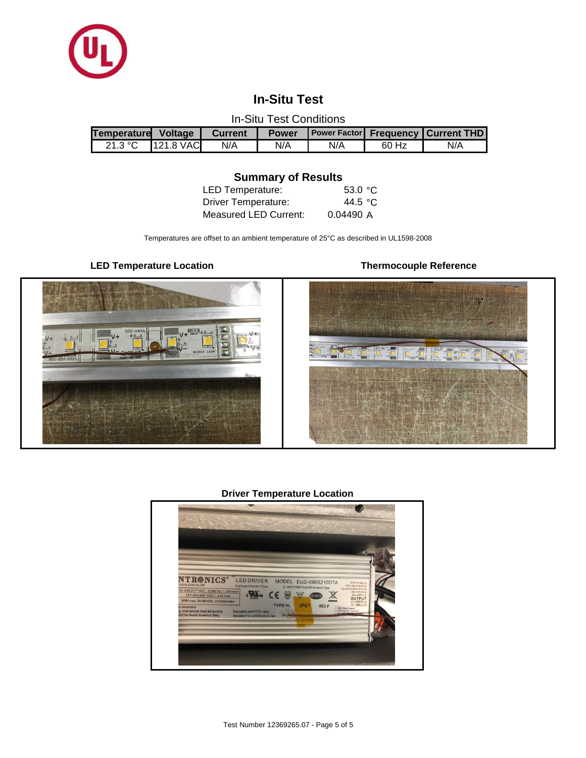# In-Situ Test

In-Situ Test Conditions

| Temperature | Voltage | Current | Power | Power Factor | Frequency | Current THD |
|---|---|---|---|---|---|---|
| 21.3 °C | 121.8 VAC | N/A | N/A | N/A | 60 Hz | N/A |

## Summary of Results

| | |
|---|---|
| LED Temperature: | 53.0 °C |
| Driver Temperature: | 44.5 °C |
| Measured LED Current: | 0.04490 A |

Temperatures are offset to an ambient temperature of 25°C as described in UL1598-2008

**LED Temperature Location**

**Thermocouple Reference**

**Driver Temperature Location**

Test Number 12369265.07